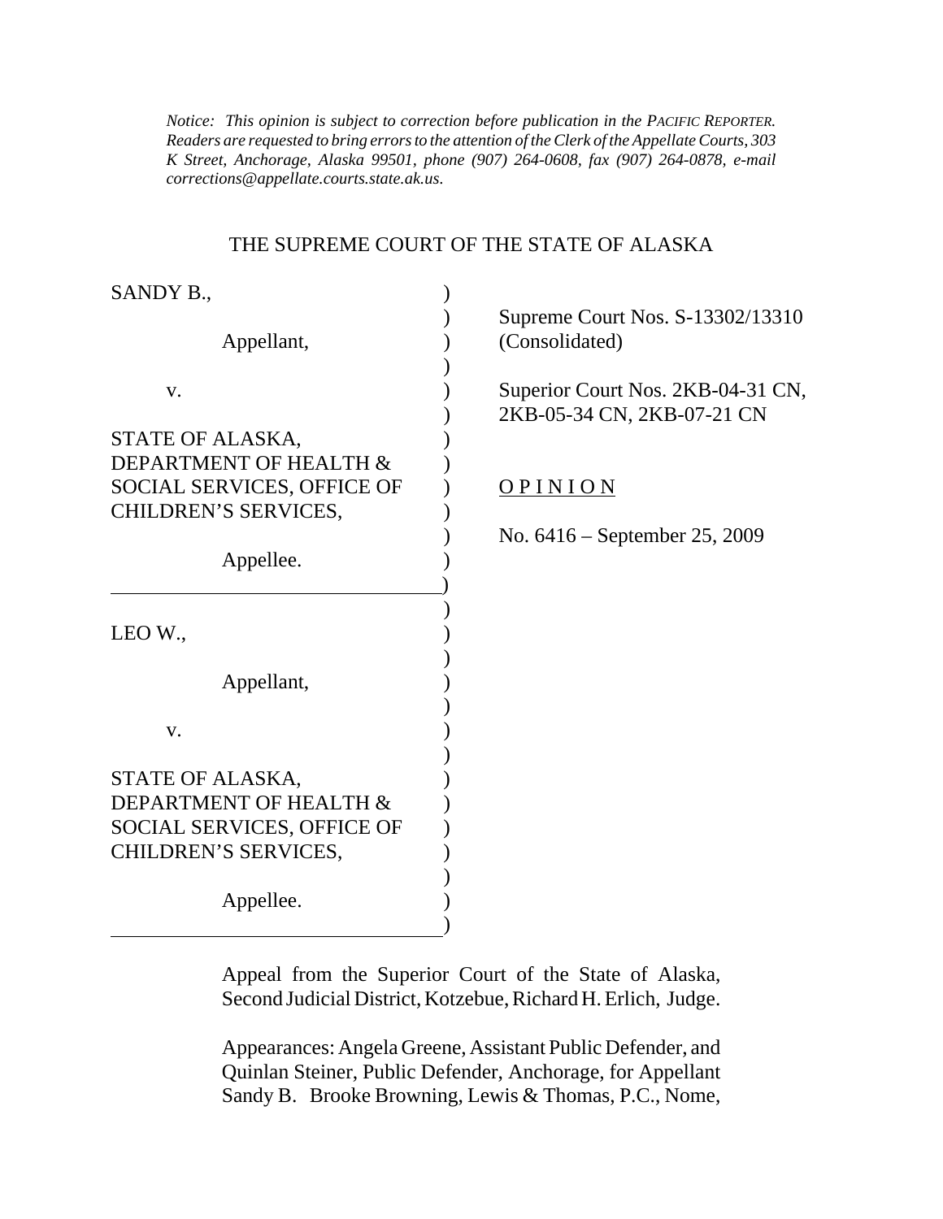*Notice: This opinion is subject to correction before publication in the PACIFIC REPORTER. Readers are requested to bring errors to the attention of the Clerk of the Appellate Courts, 303 K Street, Anchorage, Alaska 99501, phone (907) 264-0608, fax (907) 264-0878, e-mail corrections@appellate.courts.state.ak.us.*

THE SUPREME COURT OF THE STATE OF ALASKA

SANDY B.,

Appellant,

v.

STATE OF ALASKA, DEPARTMENT OF HEALTH & SOCIAL SERVICES, OFFICE OF CHILDREN'S SERVICES,

Appellee.

---

LEO W.,

Appellant,

v.

STATE OF ALASKA, DEPARTMENT OF HEALTH & SOCIAL SERVICES, OFFICE OF CHILDREN'S SERVICES,

Appellee.

---

Supreme Court Nos. S-13302/13310 (Consolidated)

Superior Court Nos. 2KB-04-31 CN, 2KB-05-34 CN, 2KB-07-21 CN

O P I N I O N

No. 6416 – September 25, 2009

Appeal from the Superior Court of the State of Alaska, Second Judicial District, Kotzebue, Richard H. Erlich, Judge.

Appearances: Angela Greene, Assistant Public Defender, and Quinlan Steiner, Public Defender, Anchorage, for Appellant Sandy B. Brooke Browning, Lewis & Thomas, P.C., Nome,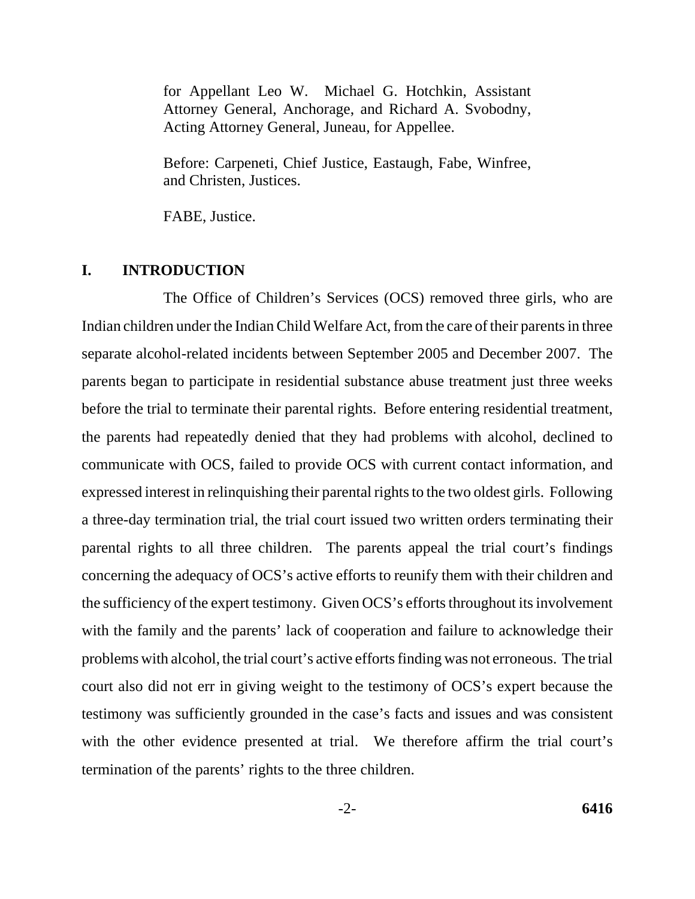for Appellant Leo W. Michael G. Hotchkin, Assistant Attorney General, Anchorage, and Richard A. Svobodny, Acting Attorney General, Juneau, for Appellee.

Before: Carpeneti, Chief Justice, Eastaugh, Fabe, Winfree, and Christen, Justices.

FABE, Justice.

## I. INTRODUCTION

The Office of Children's Services (OCS) removed three girls, who are Indian children under the Indian Child Welfare Act, from the care of their parents in three separate alcohol-related incidents between September 2005 and December 2007. The parents began to participate in residential substance abuse treatment just three weeks before the trial to terminate their parental rights. Before entering residential treatment, the parents had repeatedly denied that they had problems with alcohol, declined to communicate with OCS, failed to provide OCS with current contact information, and expressed interest in relinquishing their parental rights to the two oldest girls. Following a three-day termination trial, the trial court issued two written orders terminating their parental rights to all three children. The parents appeal the trial court's findings concerning the adequacy of OCS's active efforts to reunify them with their children and the sufficiency of the expert testimony. Given OCS's efforts throughout its involvement with the family and the parents' lack of cooperation and failure to acknowledge their problems with alcohol, the trial court's active efforts finding was not erroneous. The trial court also did not err in giving weight to the testimony of OCS's expert because the testimony was sufficiently grounded in the case's facts and issues and was consistent with the other evidence presented at trial. We therefore affirm the trial court's termination of the parents' rights to the three children.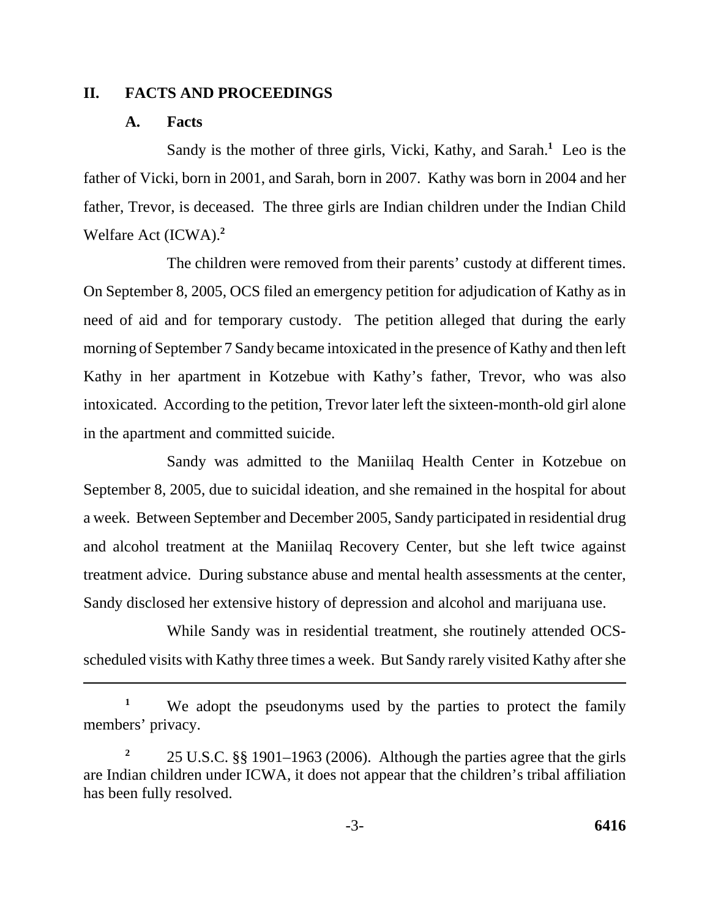## II. FACTS AND PROCEEDINGS

### A. Facts

Sandy is the mother of three girls, Vicki, Kathy, and Sarah.[1] Leo is the father of Vicki, born in 2001, and Sarah, born in 2007. Kathy was born in 2004 and her father, Trevor, is deceased. The three girls are Indian children under the Indian Child Welfare Act (ICWA).[2]

The children were removed from their parents' custody at different times. On September 8, 2005, OCS filed an emergency petition for adjudication of Kathy as in need of aid and for temporary custody. The petition alleged that during the early morning of September 7 Sandy became intoxicated in the presence of Kathy and then left Kathy in her apartment in Kotzebue with Kathy's father, Trevor, who was also intoxicated. According to the petition, Trevor later left the sixteen-month-old girl alone in the apartment and committed suicide.

Sandy was admitted to the Maniilaq Health Center in Kotzebue on September 8, 2005, due to suicidal ideation, and she remained in the hospital for about a week. Between September and December 2005, Sandy participated in residential drug and alcohol treatment at the Maniilaq Recovery Center, but she left twice against treatment advice. During substance abuse and mental health assessments at the center, Sandy disclosed her extensive history of depression and alcohol and marijuana use.

While Sandy was in residential treatment, she routinely attended OCS-scheduled visits with Kathy three times a week. But Sandy rarely visited Kathy after she

---

[1] We adopt the pseudonyms used by the parties to protect the family members' privacy.

[2] 25 U.S.C. §§ 1901–1963 (2006). Although the parties agree that the girls are Indian children under ICWA, it does not appear that the children's tribal affiliation has been fully resolved.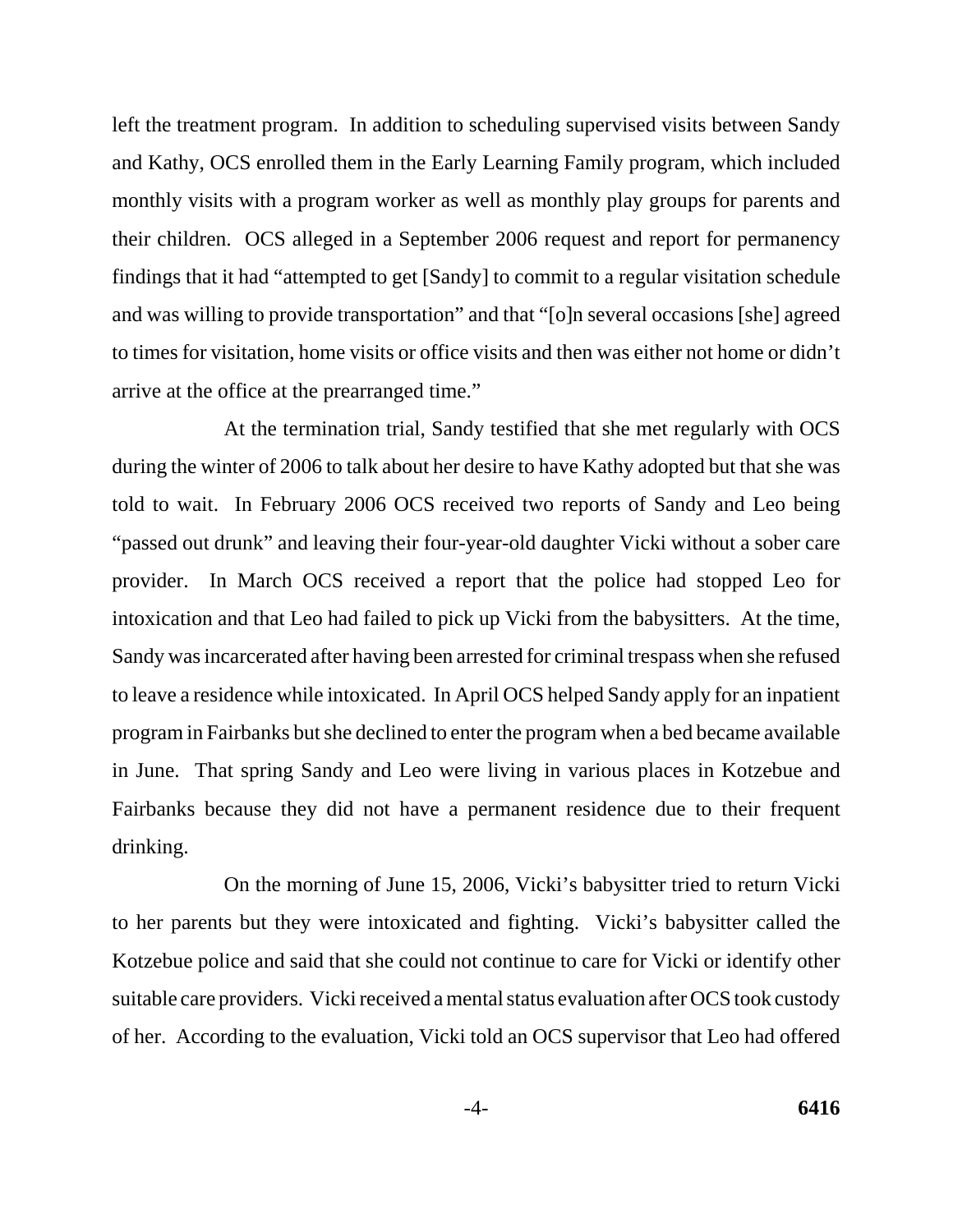left the treatment program. In addition to scheduling supervised visits between Sandy and Kathy, OCS enrolled them in the Early Learning Family program, which included monthly visits with a program worker as well as monthly play groups for parents and their children. OCS alleged in a September 2006 request and report for permanency findings that it had "attempted to get [Sandy] to commit to a regular visitation schedule and was willing to provide transportation" and that "[o]n several occasions [she] agreed to times for visitation, home visits or office visits and then was either not home or didn't arrive at the office at the prearranged time."

At the termination trial, Sandy testified that she met regularly with OCS during the winter of 2006 to talk about her desire to have Kathy adopted but that she was told to wait. In February 2006 OCS received two reports of Sandy and Leo being "passed out drunk" and leaving their four-year-old daughter Vicki without a sober care provider. In March OCS received a report that the police had stopped Leo for intoxication and that Leo had failed to pick up Vicki from the babysitters. At the time, Sandy was incarcerated after having been arrested for criminal trespass when she refused to leave a residence while intoxicated. In April OCS helped Sandy apply for an inpatient program in Fairbanks but she declined to enter the program when a bed became available in June. That spring Sandy and Leo were living in various places in Kotzebue and Fairbanks because they did not have a permanent residence due to their frequent drinking.

On the morning of June 15, 2006, Vicki's babysitter tried to return Vicki to her parents but they were intoxicated and fighting. Vicki's babysitter called the Kotzebue police and said that she could not continue to care for Vicki or identify other suitable care providers. Vicki received a mental status evaluation after OCS took custody of her. According to the evaluation, Vicki told an OCS supervisor that Leo had offered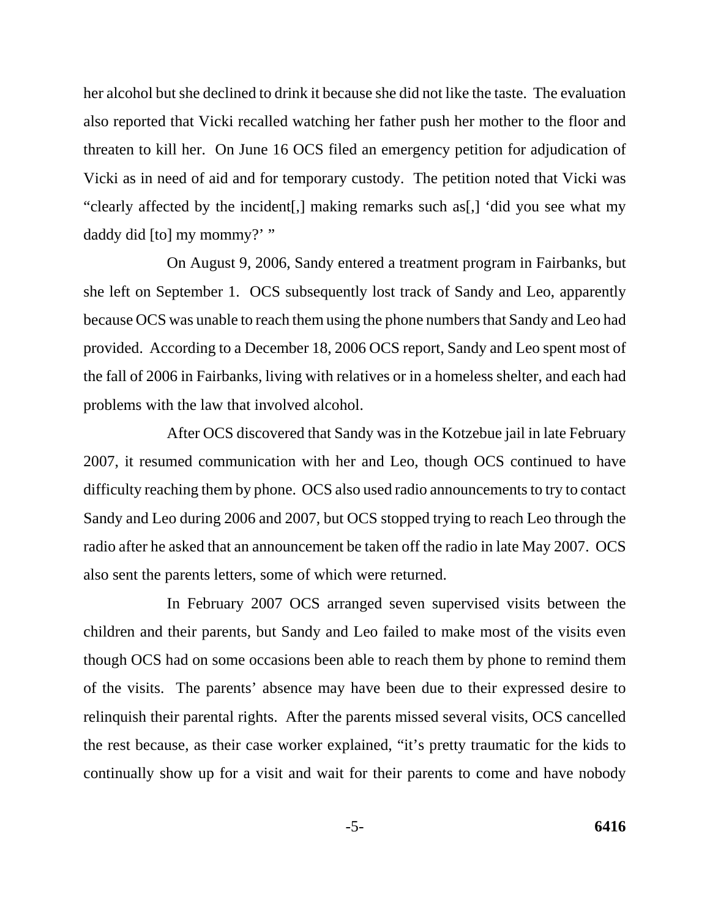her alcohol but she declined to drink it because she did not like the taste. The evaluation also reported that Vicki recalled watching her father push her mother to the floor and threaten to kill her. On June 16 OCS filed an emergency petition for adjudication of Vicki as in need of aid and for temporary custody. The petition noted that Vicki was "clearly affected by the incident[,] making remarks such as[,] 'did you see what my daddy did [to] my mommy?' "

On August 9, 2006, Sandy entered a treatment program in Fairbanks, but she left on September 1. OCS subsequently lost track of Sandy and Leo, apparently because OCS was unable to reach them using the phone numbers that Sandy and Leo had provided. According to a December 18, 2006 OCS report, Sandy and Leo spent most of the fall of 2006 in Fairbanks, living with relatives or in a homeless shelter, and each had problems with the law that involved alcohol.

After OCS discovered that Sandy was in the Kotzebue jail in late February 2007, it resumed communication with her and Leo, though OCS continued to have difficulty reaching them by phone. OCS also used radio announcements to try to contact Sandy and Leo during 2006 and 2007, but OCS stopped trying to reach Leo through the radio after he asked that an announcement be taken off the radio in late May 2007. OCS also sent the parents letters, some of which were returned.

In February 2007 OCS arranged seven supervised visits between the children and their parents, but Sandy and Leo failed to make most of the visits even though OCS had on some occasions been able to reach them by phone to remind them of the visits. The parents' absence may have been due to their expressed desire to relinquish their parental rights. After the parents missed several visits, OCS cancelled the rest because, as their case worker explained, "it's pretty traumatic for the kids to continually show up for a visit and wait for their parents to come and have nobody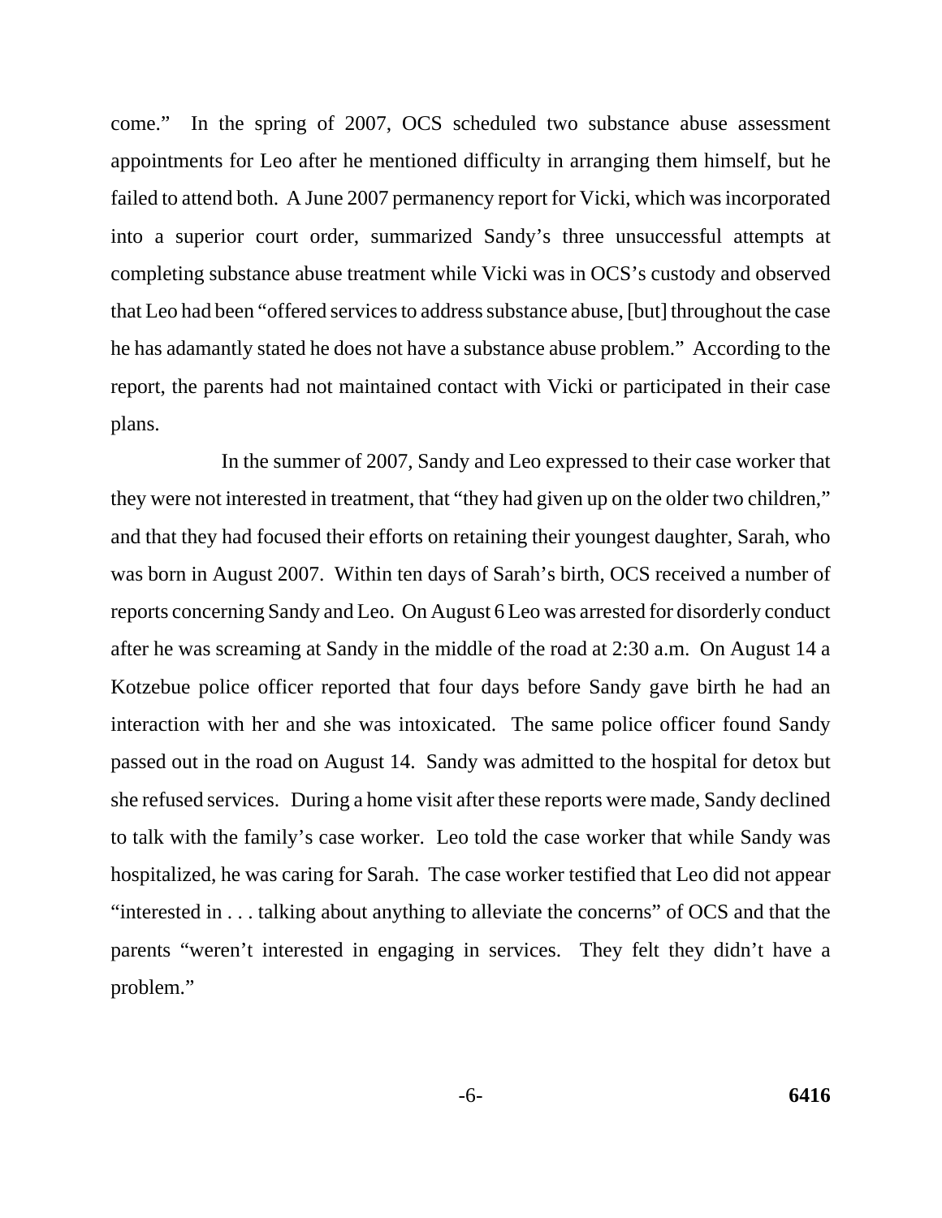come." In the spring of 2007, OCS scheduled two substance abuse assessment appointments for Leo after he mentioned difficulty in arranging them himself, but he failed to attend both. A June 2007 permanency report for Vicki, which was incorporated into a superior court order, summarized Sandy's three unsuccessful attempts at completing substance abuse treatment while Vicki was in OCS's custody and observed that Leo had been "offered services to address substance abuse, [but] throughout the case he has adamantly stated he does not have a substance abuse problem." According to the report, the parents had not maintained contact with Vicki or participated in their case plans.

In the summer of 2007, Sandy and Leo expressed to their case worker that they were not interested in treatment, that "they had given up on the older two children," and that they had focused their efforts on retaining their youngest daughter, Sarah, who was born in August 2007. Within ten days of Sarah's birth, OCS received a number of reports concerning Sandy and Leo. On August 6 Leo was arrested for disorderly conduct after he was screaming at Sandy in the middle of the road at 2:30 a.m. On August 14 a Kotzebue police officer reported that four days before Sandy gave birth he had an interaction with her and she was intoxicated. The same police officer found Sandy passed out in the road on August 14. Sandy was admitted to the hospital for detox but she refused services. During a home visit after these reports were made, Sandy declined to talk with the family's case worker. Leo told the case worker that while Sandy was hospitalized, he was caring for Sarah. The case worker testified that Leo did not appear "interested in . . . talking about anything to alleviate the concerns" of OCS and that the parents "weren't interested in engaging in services. They felt they didn't have a problem."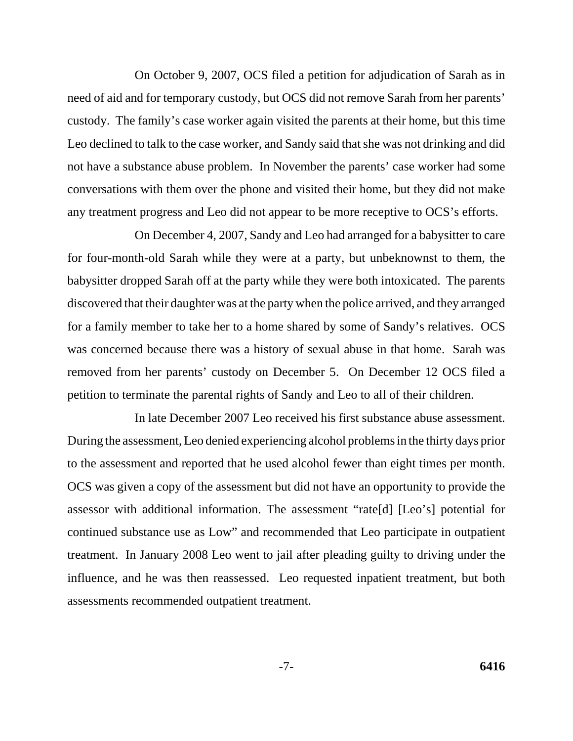On October 9, 2007, OCS filed a petition for adjudication of Sarah as in need of aid and for temporary custody, but OCS did not remove Sarah from her parents' custody. The family's case worker again visited the parents at their home, but this time Leo declined to talk to the case worker, and Sandy said that she was not drinking and did not have a substance abuse problem. In November the parents' case worker had some conversations with them over the phone and visited their home, but they did not make any treatment progress and Leo did not appear to be more receptive to OCS's efforts.

On December 4, 2007, Sandy and Leo had arranged for a babysitter to care for four-month-old Sarah while they were at a party, but unbeknownst to them, the babysitter dropped Sarah off at the party while they were both intoxicated. The parents discovered that their daughter was at the party when the police arrived, and they arranged for a family member to take her to a home shared by some of Sandy's relatives. OCS was concerned because there was a history of sexual abuse in that home. Sarah was removed from her parents' custody on December 5. On December 12 OCS filed a petition to terminate the parental rights of Sandy and Leo to all of their children.

In late December 2007 Leo received his first substance abuse assessment. During the assessment, Leo denied experiencing alcohol problems in the thirty days prior to the assessment and reported that he used alcohol fewer than eight times per month. OCS was given a copy of the assessment but did not have an opportunity to provide the assessor with additional information. The assessment "rate[d] [Leo's] potential for continued substance use as Low" and recommended that Leo participate in outpatient treatment. In January 2008 Leo went to jail after pleading guilty to driving under the influence, and he was then reassessed. Leo requested inpatient treatment, but both assessments recommended outpatient treatment.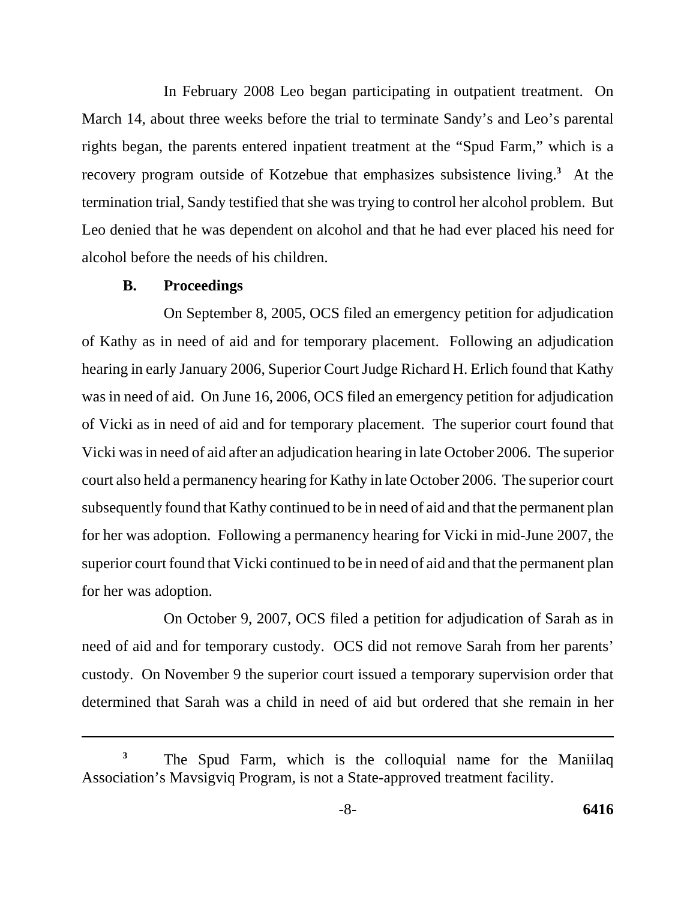In February 2008 Leo began participating in outpatient treatment. On March 14, about three weeks before the trial to terminate Sandy's and Leo's parental rights began, the parents entered inpatient treatment at the "Spud Farm," which is a recovery program outside of Kotzebue that emphasizes subsistence living.[3] At the termination trial, Sandy testified that she was trying to control her alcohol problem. But Leo denied that he was dependent on alcohol and that he had ever placed his need for alcohol before the needs of his children.

### B. Proceedings

On September 8, 2005, OCS filed an emergency petition for adjudication of Kathy as in need of aid and for temporary placement. Following an adjudication hearing in early January 2006, Superior Court Judge Richard H. Erlich found that Kathy was in need of aid. On June 16, 2006, OCS filed an emergency petition for adjudication of Vicki as in need of aid and for temporary placement. The superior court found that Vicki was in need of aid after an adjudication hearing in late October 2006. The superior court also held a permanency hearing for Kathy in late October 2006. The superior court subsequently found that Kathy continued to be in need of aid and that the permanent plan for her was adoption. Following a permanency hearing for Vicki in mid-June 2007, the superior court found that Vicki continued to be in need of aid and that the permanent plan for her was adoption.

On October 9, 2007, OCS filed a petition for adjudication of Sarah as in need of aid and for temporary custody. OCS did not remove Sarah from her parents' custody. On November 9 the superior court issued a temporary supervision order that determined that Sarah was a child in need of aid but ordered that she remain in her

---

[3] The Spud Farm, which is the colloquial name for the Maniilaq Association's Mavsigviq Program, is not a State-approved treatment facility.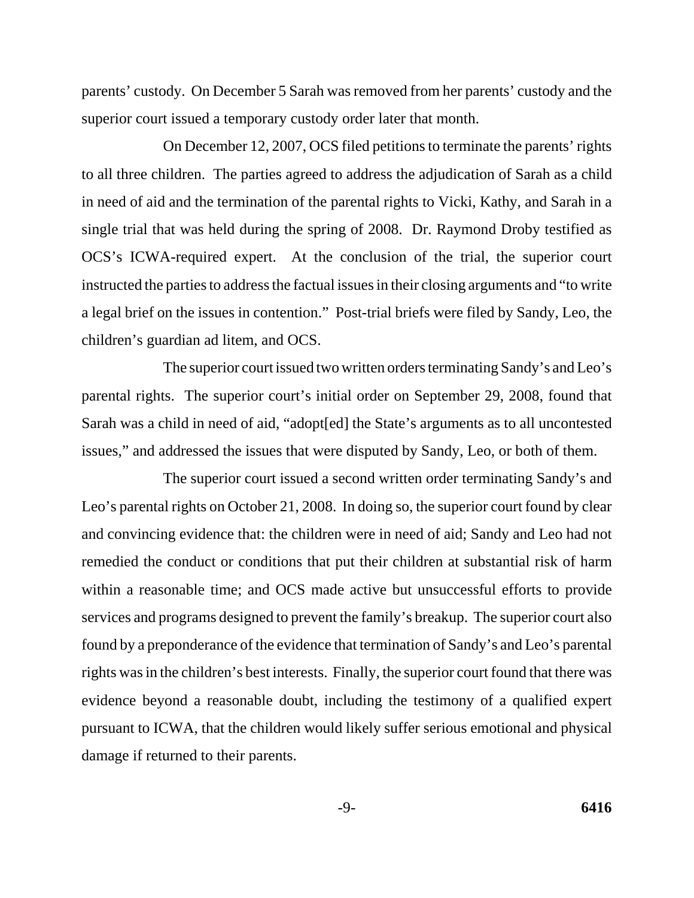parents' custody. On December 5 Sarah was removed from her parents' custody and the superior court issued a temporary custody order later that month.

On December 12, 2007, OCS filed petitions to terminate the parents' rights to all three children. The parties agreed to address the adjudication of Sarah as a child in need of aid and the termination of the parental rights to Vicki, Kathy, and Sarah in a single trial that was held during the spring of 2008. Dr. Raymond Droby testified as OCS's ICWA-required expert. At the conclusion of the trial, the superior court instructed the parties to address the factual issues in their closing arguments and "to write a legal brief on the issues in contention." Post-trial briefs were filed by Sandy, Leo, the children's guardian ad litem, and OCS.

The superior court issued two written orders terminating Sandy's and Leo's parental rights. The superior court's initial order on September 29, 2008, found that Sarah was a child in need of aid, "adopt[ed] the State's arguments as to all uncontested issues," and addressed the issues that were disputed by Sandy, Leo, or both of them.

The superior court issued a second written order terminating Sandy's and Leo's parental rights on October 21, 2008. In doing so, the superior court found by clear and convincing evidence that: the children were in need of aid; Sandy and Leo had not remedied the conduct or conditions that put their children at substantial risk of harm within a reasonable time; and OCS made active but unsuccessful efforts to provide services and programs designed to prevent the family's breakup. The superior court also found by a preponderance of the evidence that termination of Sandy's and Leo's parental rights was in the children's best interests. Finally, the superior court found that there was evidence beyond a reasonable doubt, including the testimony of a qualified expert pursuant to ICWA, that the children would likely suffer serious emotional and physical damage if returned to their parents.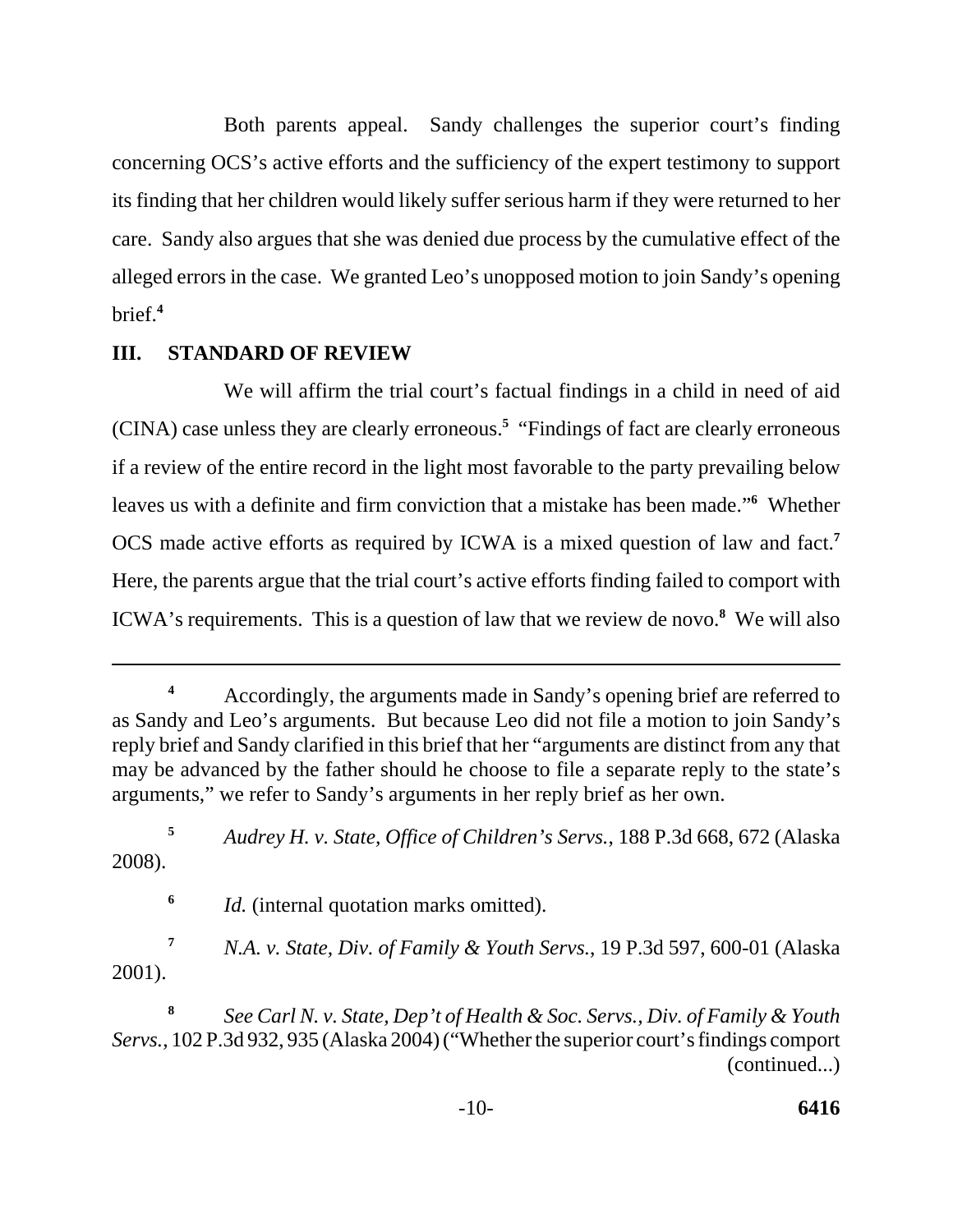Both parents appeal. Sandy challenges the superior court's finding concerning OCS's active efforts and the sufficiency of the expert testimony to support its finding that her children would likely suffer serious harm if they were returned to her care. Sandy also argues that she was denied due process by the cumulative effect of the alleged errors in the case. We granted Leo's unopposed motion to join Sandy's opening brief.[4]

## III. STANDARD OF REVIEW

We will affirm the trial court's factual findings in a child in need of aid (CINA) case unless they are clearly erroneous.[5] "Findings of fact are clearly erroneous if a review of the entire record in the light most favorable to the party prevailing below leaves us with a definite and firm conviction that a mistake has been made."[6] Whether OCS made active efforts as required by ICWA is a mixed question of law and fact.[7] Here, the parents argue that the trial court's active efforts finding failed to comport with ICWA's requirements. This is a question of law that we review de novo.[8] We will also

---

[4] Accordingly, the arguments made in Sandy's opening brief are referred to as Sandy and Leo's arguments. But because Leo did not file a motion to join Sandy's reply brief and Sandy clarified in this brief that her "arguments are distinct from any that may be advanced by the father should he choose to file a separate reply to the state's arguments," we refer to Sandy's arguments in her reply brief as her own.

[5] *Audrey H. v. State, Office of Children's Servs.*, 188 P.3d 668, 672 (Alaska 2008).

[6] *Id.* (internal quotation marks omitted).

[7] *N.A. v. State, Div. of Family & Youth Servs.*, 19 P.3d 597, 600-01 (Alaska 2001).

[8] *See Carl N. v. State, Dep't of Health & Soc. Servs., Div. of Family & Youth Servs.*, 102 P.3d 932, 935 (Alaska 2004) ("Whether the superior court's findings comport (continued...)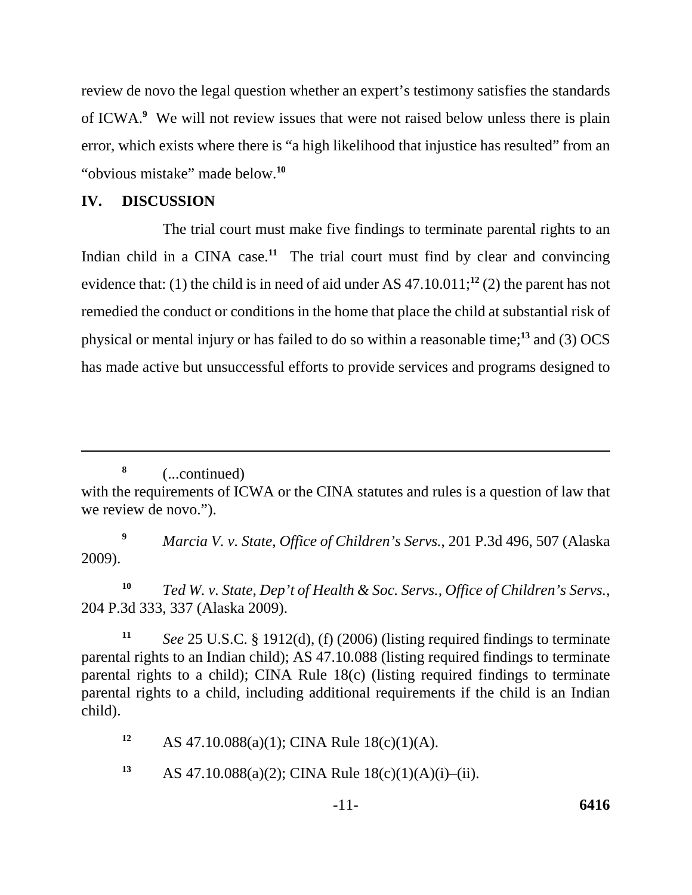review de novo the legal question whether an expert's testimony satisfies the standards of ICWA.[9] We will not review issues that were not raised below unless there is plain error, which exists where there is "a high likelihood that injustice has resulted" from an "obvious mistake" made below.[10]

## IV. DISCUSSION

The trial court must make five findings to terminate parental rights to an Indian child in a CINA case.[11] The trial court must find by clear and convincing evidence that: (1) the child is in need of aid under AS 47.10.011;[12] (2) the parent has not remedied the conduct or conditions in the home that place the child at substantial risk of physical or mental injury or has failed to do so within a reasonable time;[13] and (3) OCS has made active but unsuccessful efforts to provide services and programs designed to

---

[8] (...continued) with the requirements of ICWA or the CINA statutes and rules is a question of law that we review de novo.").

[9] *Marcia V. v. State, Office of Children's Servs.*, 201 P.3d 496, 507 (Alaska 2009).

[10] *Ted W. v. State, Dep't of Health & Soc. Servs., Office of Children's Servs.*, 204 P.3d 333, 337 (Alaska 2009).

[11] *See* 25 U.S.C. § 1912(d), (f) (2006) (listing required findings to terminate parental rights to an Indian child); AS 47.10.088 (listing required findings to terminate parental rights to a child); CINA Rule 18(c) (listing required findings to terminate parental rights to a child, including additional requirements if the child is an Indian child).

[12] AS 47.10.088(a)(1); CINA Rule 18(c)(1)(A).

[13] AS 47.10.088(a)(2); CINA Rule 18(c)(1)(A)(i)–(ii).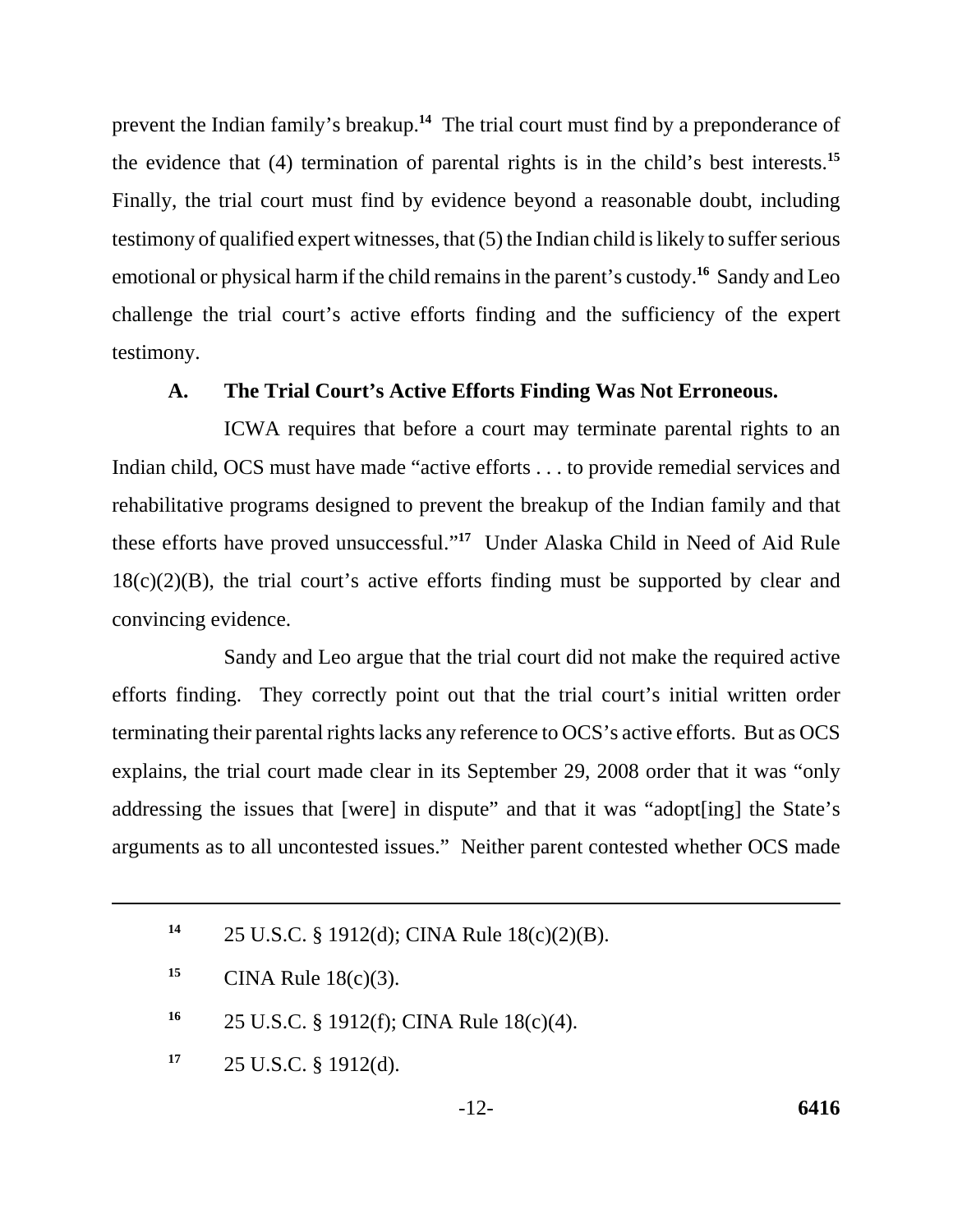prevent the Indian family's breakup.[14] The trial court must find by a preponderance of the evidence that (4) termination of parental rights is in the child's best interests.[15] Finally, the trial court must find by evidence beyond a reasonable doubt, including testimony of qualified expert witnesses, that (5) the Indian child is likely to suffer serious emotional or physical harm if the child remains in the parent's custody.[16] Sandy and Leo challenge the trial court's active efforts finding and the sufficiency of the expert testimony.

### A. The Trial Court's Active Efforts Finding Was Not Erroneous.

ICWA requires that before a court may terminate parental rights to an Indian child, OCS must have made "active efforts . . . to provide remedial services and rehabilitative programs designed to prevent the breakup of the Indian family and that these efforts have proved unsuccessful."[17] Under Alaska Child in Need of Aid Rule 18(c)(2)(B), the trial court's active efforts finding must be supported by clear and convincing evidence.

Sandy and Leo argue that the trial court did not make the required active efforts finding. They correctly point out that the trial court's initial written order terminating their parental rights lacks any reference to OCS's active efforts. But as OCS explains, the trial court made clear in its September 29, 2008 order that it was "only addressing the issues that [were] in dispute" and that it was "adopt[ing] the State's arguments as to all uncontested issues." Neither parent contested whether OCS made

---

[14] 25 U.S.C. § 1912(d); CINA Rule 18(c)(2)(B).

[15] CINA Rule 18(c)(3).

[16] 25 U.S.C. § 1912(f); CINA Rule 18(c)(4).

[17] 25 U.S.C. § 1912(d).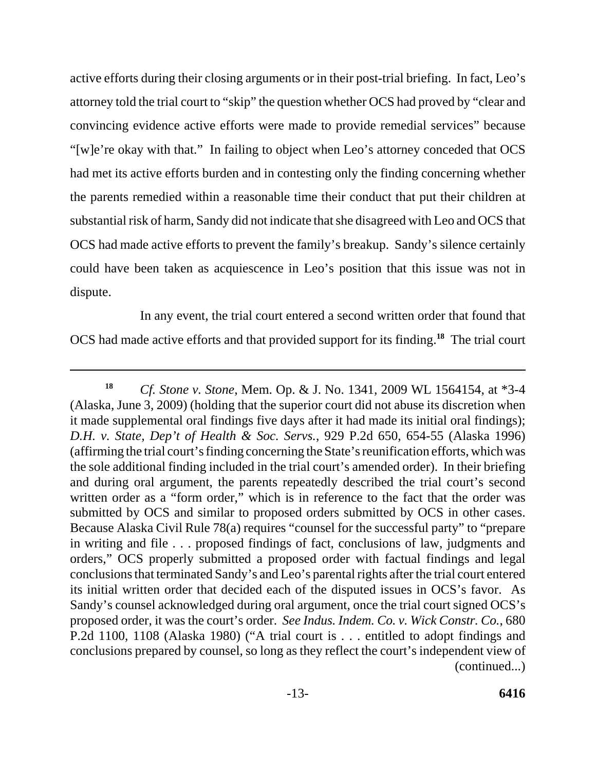active efforts during their closing arguments or in their post-trial briefing. In fact, Leo's attorney told the trial court to "skip" the question whether OCS had proved by "clear and convincing evidence active efforts were made to provide remedial services" because "[w]e're okay with that." In failing to object when Leo's attorney conceded that OCS had met its active efforts burden and in contesting only the finding concerning whether the parents remedied within a reasonable time their conduct that put their children at substantial risk of harm, Sandy did not indicate that she disagreed with Leo and OCS that OCS had made active efforts to prevent the family's breakup. Sandy's silence certainly could have been taken as acquiescence in Leo's position that this issue was not in dispute.

In any event, the trial court entered a second written order that found that OCS had made active efforts and that provided support for its finding.[18] The trial court

---

[18] *Cf. Stone v. Stone*, Mem. Op. & J. No. 1341, 2009 WL 1564154, at *3-4 (Alaska, June 3, 2009) (holding that the superior court did not abuse its discretion when it made supplemental oral findings five days after it had made its initial oral findings); *D.H. v. State, Dep't of Health & Soc. Servs.*, 929 P.2d 650, 654-55 (Alaska 1996) (affirming the trial court's finding concerning the State's reunification efforts, which was the sole additional finding included in the trial court's amended order). In their briefing and during oral argument, the parents repeatedly described the trial court's second written order as a "form order," which is in reference to the fact that the order was submitted by OCS and similar to proposed orders submitted by OCS in other cases. Because Alaska Civil Rule 78(a) requires "counsel for the successful party" to "prepare in writing and file . . . proposed findings of fact, conclusions of law, judgments and orders," OCS properly submitted a proposed order with factual findings and legal conclusions that terminated Sandy's and Leo's parental rights after the trial court entered its initial written order that decided each of the disputed issues in OCS's favor. As Sandy's counsel acknowledged during oral argument, once the trial court signed OCS's proposed order, it was the court's order. *See Indus. Indem. Co. v. Wick Constr. Co.*, 680 P.2d 1100, 1108 (Alaska 1980) ("A trial court is . . . entitled to adopt findings and conclusions prepared by counsel, so long as they reflect the court's independent view of (continued...)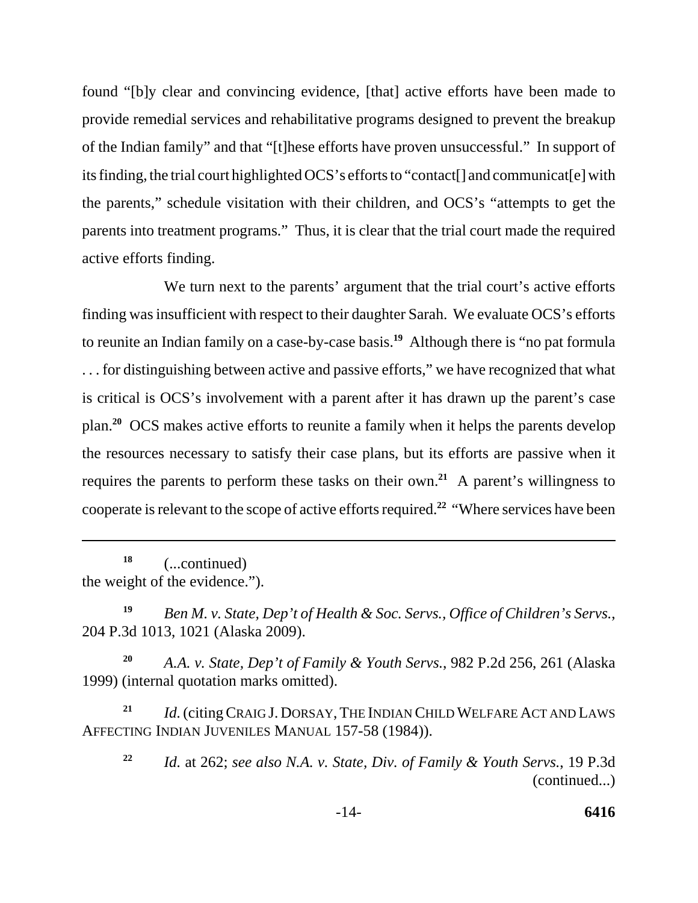found "[b]y clear and convincing evidence, [that] active efforts have been made to provide remedial services and rehabilitative programs designed to prevent the breakup of the Indian family" and that "[t]hese efforts have proven unsuccessful." In support of its finding, the trial court highlighted OCS's efforts to "contact[] and communicat[e] with the parents," schedule visitation with their children, and OCS's "attempts to get the parents into treatment programs." Thus, it is clear that the trial court made the required active efforts finding.

We turn next to the parents' argument that the trial court's active efforts finding was insufficient with respect to their daughter Sarah. We evaluate OCS's efforts to reunite an Indian family on a case-by-case basis.[19] Although there is "no pat formula . . . for distinguishing between active and passive efforts," we have recognized that what is critical is OCS's involvement with a parent after it has drawn up the parent's case plan.[20] OCS makes active efforts to reunite a family when it helps the parents develop the resources necessary to satisfy their case plans, but its efforts are passive when it requires the parents to perform these tasks on their own.[21] A parent's willingness to cooperate is relevant to the scope of active efforts required.[22] "Where services have been

---

[18] (...continued)
the weight of the evidence.").

[19] *Ben M. v. State, Dep't of Health & Soc. Servs., Office of Children's Servs.*, 204 P.3d 1013, 1021 (Alaska 2009).

[20] *A.A. v. State, Dep't of Family & Youth Servs.*, 982 P.2d 256, 261 (Alaska 1999) (internal quotation marks omitted).

[21] *Id.* (citing CRAIG J. DORSAY, THE INDIAN CHILD WELFARE ACT AND LAWS AFFECTING INDIAN JUVENILES MANUAL 157-58 (1984)).

[22] *Id.* at 262; *see also N.A. v. State, Div. of Family & Youth Servs.*, 19 P.3d (continued...)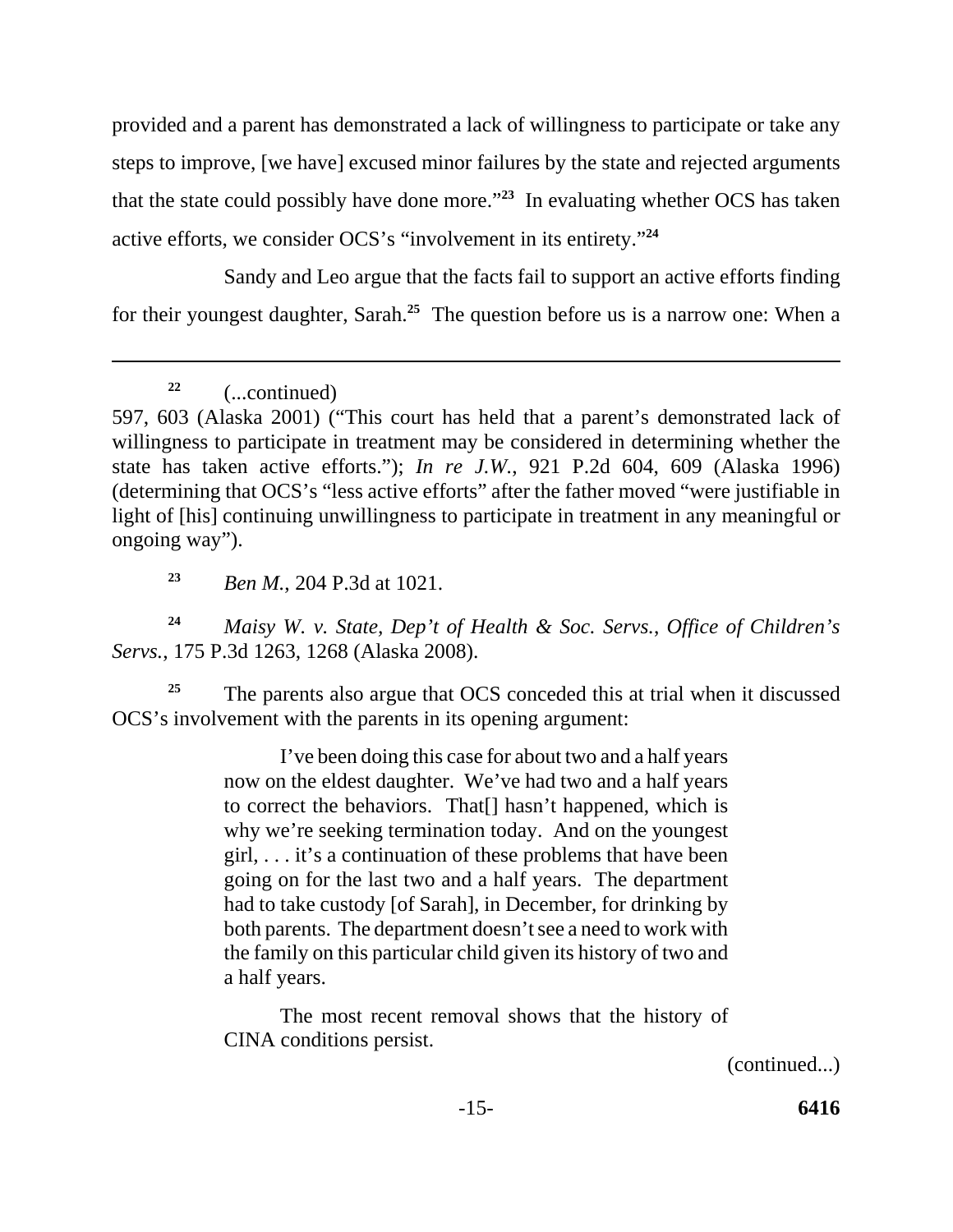provided and a parent has demonstrated a lack of willingness to participate or take any steps to improve, [we have] excused minor failures by the state and rejected arguments that the state could possibly have done more."[23] In evaluating whether OCS has taken active efforts, we consider OCS's "involvement in its entirety."[24]

Sandy and Leo argue that the facts fail to support an active efforts finding for their youngest daughter, Sarah.[25] The question before us is a narrow one: When a

---

[22] (...continued)
597, 603 (Alaska 2001) ("This court has held that a parent's demonstrated lack of willingness to participate in treatment may be considered in determining whether the state has taken active efforts."); *In re J.W.*, 921 P.2d 604, 609 (Alaska 1996) (determining that OCS's "less active efforts" after the father moved "were justifiable in light of [his] continuing unwillingness to participate in treatment in any meaningful or ongoing way").

[23] *Ben M.*, 204 P.3d at 1021.

[24] *Maisy W. v. State, Dep't of Health & Soc. Servs., Office of Children's Servs.*, 175 P.3d 1263, 1268 (Alaska 2008).

[25] The parents also argue that OCS conceded this at trial when it discussed OCS's involvement with the parents in its opening argument:

> I've been doing this case for about two and a half years now on the eldest daughter. We've had two and a half years to correct the behaviors. That[] hasn't happened, which is why we're seeking termination today. And on the youngest girl, . . . it's a continuation of these problems that have been going on for the last two and a half years. The department had to take custody [of Sarah], in December, for drinking by both parents. The department doesn't see a need to work with the family on this particular child given its history of two and a half years.
>
> The most recent removal shows that the history of CINA conditions persist.

(continued...)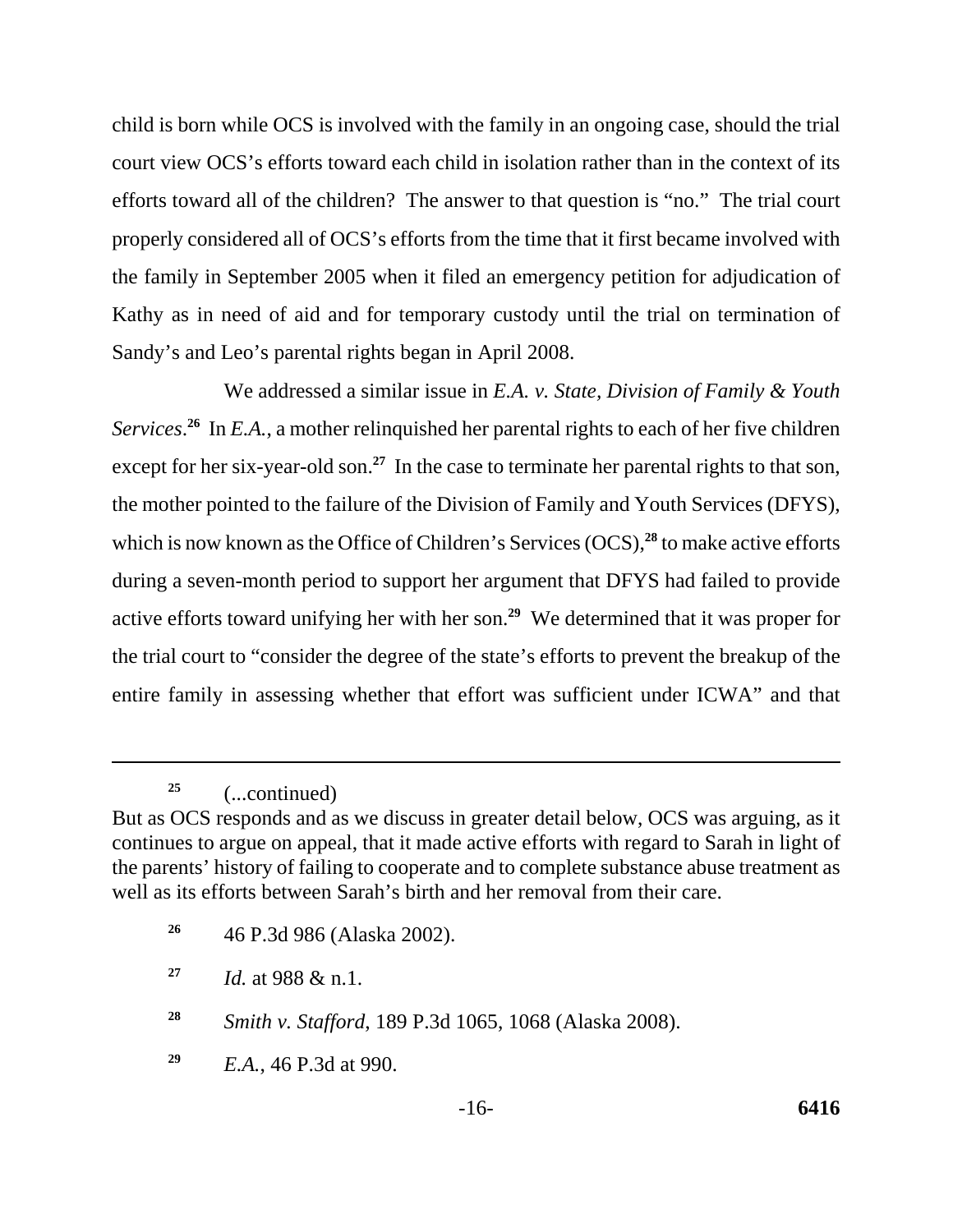child is born while OCS is involved with the family in an ongoing case, should the trial court view OCS's efforts toward each child in isolation rather than in the context of its efforts toward all of the children? The answer to that question is "no." The trial court properly considered all of OCS's efforts from the time that it first became involved with the family in September 2005 when it filed an emergency petition for adjudication of Kathy as in need of aid and for temporary custody until the trial on termination of Sandy's and Leo's parental rights began in April 2008.

We addressed a similar issue in *E.A. v. State, Division of Family & Youth Services*.[26] In *E.A.*, a mother relinquished her parental rights to each of her five children except for her six-year-old son.[27] In the case to terminate her parental rights to that son, the mother pointed to the failure of the Division of Family and Youth Services (DFYS), which is now known as the Office of Children's Services (OCS),[28] to make active efforts during a seven-month period to support her argument that DFYS had failed to provide active efforts toward unifying her with her son.[29] We determined that it was proper for the trial court to "consider the degree of the state's efforts to prevent the breakup of the entire family in assessing whether that effort was sufficient under ICWA" and that

---

[25] (...continued)
But as OCS responds and as we discuss in greater detail below, OCS was arguing, as it continues to argue on appeal, that it made active efforts with regard to Sarah in light of the parents' history of failing to cooperate and to complete substance abuse treatment as well as its efforts between Sarah's birth and her removal from their care.

[26] 46 P.3d 986 (Alaska 2002).

[27] *Id.* at 988 & n.1.

[28] *Smith v. Stafford*, 189 P.3d 1065, 1068 (Alaska 2008).

[29] *E.A.*, 46 P.3d at 990.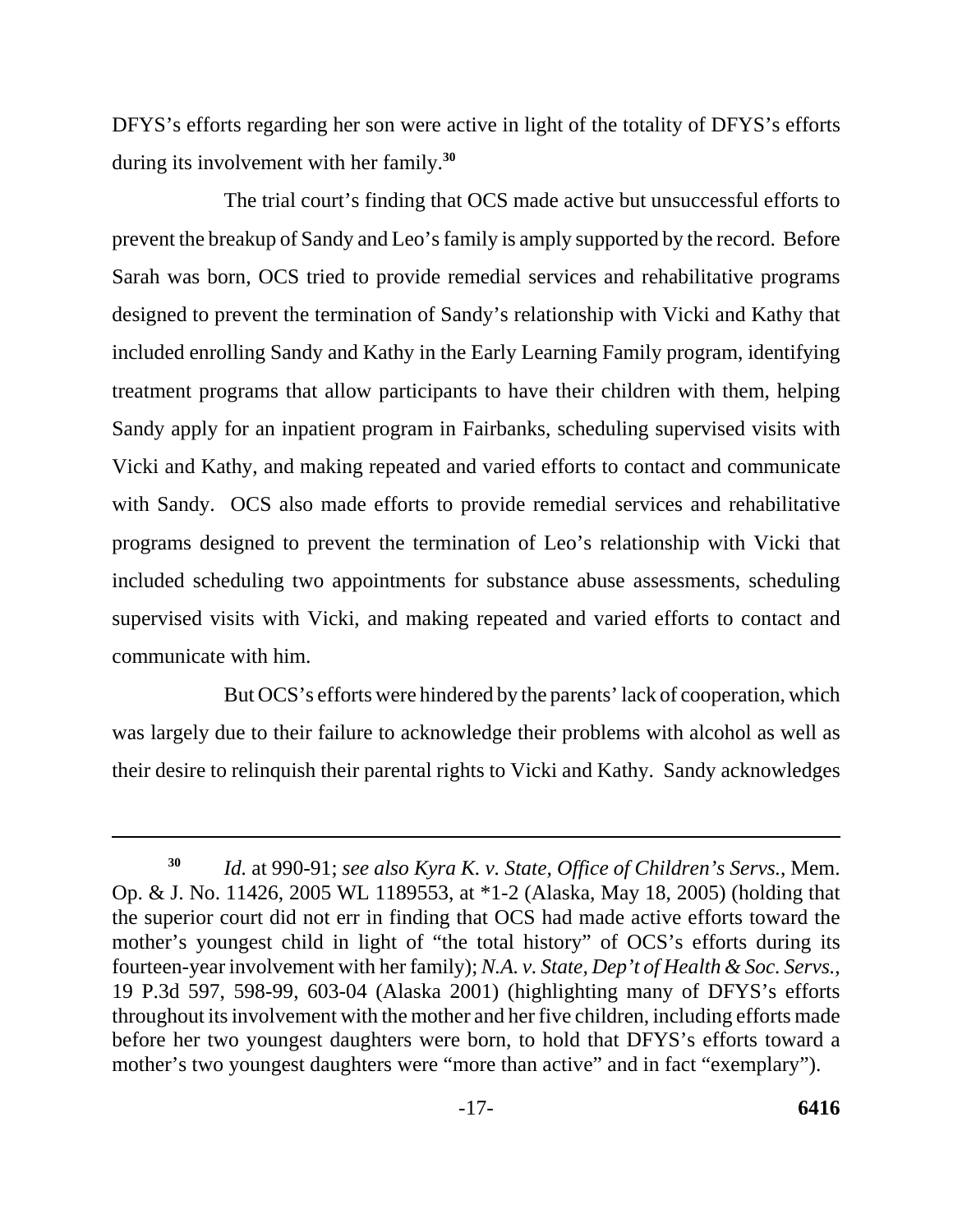DFYS's efforts regarding her son were active in light of the totality of DFYS's efforts during its involvement with her family.[30]

The trial court's finding that OCS made active but unsuccessful efforts to prevent the breakup of Sandy and Leo's family is amply supported by the record. Before Sarah was born, OCS tried to provide remedial services and rehabilitative programs designed to prevent the termination of Sandy's relationship with Vicki and Kathy that included enrolling Sandy and Kathy in the Early Learning Family program, identifying treatment programs that allow participants to have their children with them, helping Sandy apply for an inpatient program in Fairbanks, scheduling supervised visits with Vicki and Kathy, and making repeated and varied efforts to contact and communicate with Sandy. OCS also made efforts to provide remedial services and rehabilitative programs designed to prevent the termination of Leo's relationship with Vicki that included scheduling two appointments for substance abuse assessments, scheduling supervised visits with Vicki, and making repeated and varied efforts to contact and communicate with him.

But OCS's efforts were hindered by the parents' lack of cooperation, which was largely due to their failure to acknowledge their problems with alcohol as well as their desire to relinquish their parental rights to Vicki and Kathy. Sandy acknowledges

---

[30] *Id.* at 990-91; *see also Kyra K. v. State, Office of Children's Servs.*, Mem. Op. & J. No. 11426, 2005 WL 1189553, at *1-2 (Alaska, May 18, 2005) (holding that the superior court did not err in finding that OCS had made active efforts toward the mother's youngest child in light of "the total history" of OCS's efforts during its fourteen-year involvement with her family); *N.A. v. State, Dep't of Health & Soc. Servs.*, 19 P.3d 597, 598-99, 603-04 (Alaska 2001) (highlighting many of DFYS's efforts throughout its involvement with the mother and her five children, including efforts made before her two youngest daughters were born, to hold that DFYS's efforts toward a mother's two youngest daughters were "more than active" and in fact "exemplary").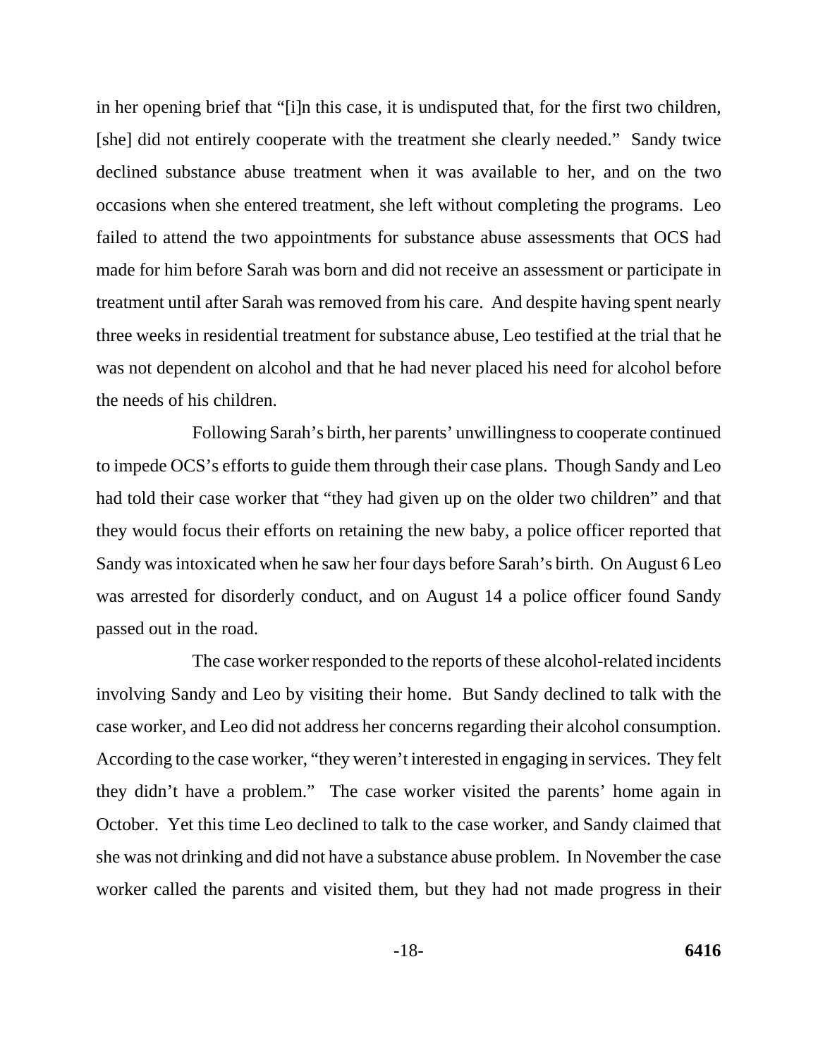in her opening brief that "[i]n this case, it is undisputed that, for the first two children, [she] did not entirely cooperate with the treatment she clearly needed." Sandy twice declined substance abuse treatment when it was available to her, and on the two occasions when she entered treatment, she left without completing the programs. Leo failed to attend the two appointments for substance abuse assessments that OCS had made for him before Sarah was born and did not receive an assessment or participate in treatment until after Sarah was removed from his care. And despite having spent nearly three weeks in residential treatment for substance abuse, Leo testified at the trial that he was not dependent on alcohol and that he had never placed his need for alcohol before the needs of his children.

Following Sarah's birth, her parents' unwillingness to cooperate continued to impede OCS's efforts to guide them through their case plans. Though Sandy and Leo had told their case worker that "they had given up on the older two children" and that they would focus their efforts on retaining the new baby, a police officer reported that Sandy was intoxicated when he saw her four days before Sarah's birth. On August 6 Leo was arrested for disorderly conduct, and on August 14 a police officer found Sandy passed out in the road.

The case worker responded to the reports of these alcohol-related incidents involving Sandy and Leo by visiting their home. But Sandy declined to talk with the case worker, and Leo did not address her concerns regarding their alcohol consumption. According to the case worker, "they weren't interested in engaging in services. They felt they didn't have a problem." The case worker visited the parents' home again in October. Yet this time Leo declined to talk to the case worker, and Sandy claimed that she was not drinking and did not have a substance abuse problem. In November the case worker called the parents and visited them, but they had not made progress in their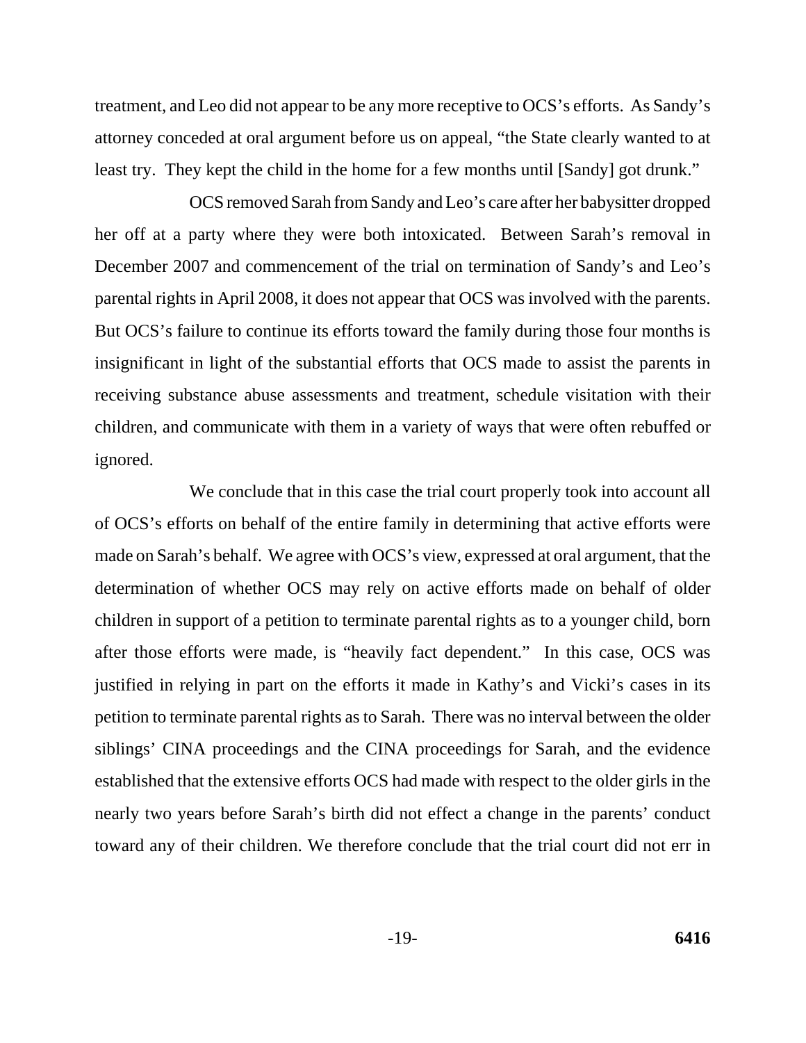treatment, and Leo did not appear to be any more receptive to OCS's efforts. As Sandy's attorney conceded at oral argument before us on appeal, "the State clearly wanted to at least try. They kept the child in the home for a few months until [Sandy] got drunk."

OCS removed Sarah from Sandy and Leo's care after her babysitter dropped her off at a party where they were both intoxicated. Between Sarah's removal in December 2007 and commencement of the trial on termination of Sandy's and Leo's parental rights in April 2008, it does not appear that OCS was involved with the parents. But OCS's failure to continue its efforts toward the family during those four months is insignificant in light of the substantial efforts that OCS made to assist the parents in receiving substance abuse assessments and treatment, schedule visitation with their children, and communicate with them in a variety of ways that were often rebuffed or ignored.

We conclude that in this case the trial court properly took into account all of OCS's efforts on behalf of the entire family in determining that active efforts were made on Sarah's behalf. We agree with OCS's view, expressed at oral argument, that the determination of whether OCS may rely on active efforts made on behalf of older children in support of a petition to terminate parental rights as to a younger child, born after those efforts were made, is "heavily fact dependent." In this case, OCS was justified in relying in part on the efforts it made in Kathy's and Vicki's cases in its petition to terminate parental rights as to Sarah. There was no interval between the older siblings' CINA proceedings and the CINA proceedings for Sarah, and the evidence established that the extensive efforts OCS had made with respect to the older girls in the nearly two years before Sarah's birth did not effect a change in the parents' conduct toward any of their children. We therefore conclude that the trial court did not err in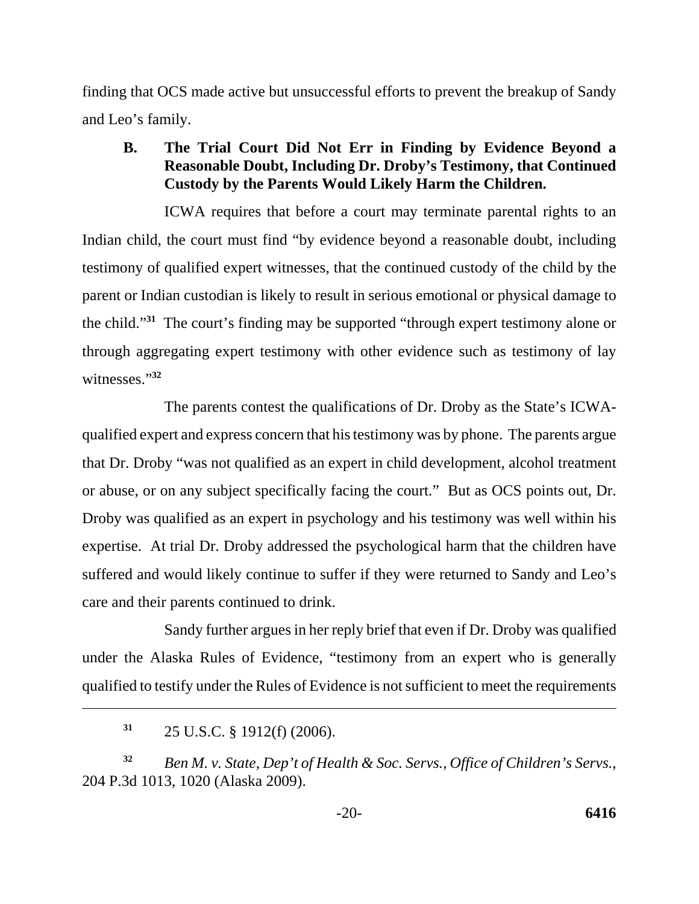finding that OCS made active but unsuccessful efforts to prevent the breakup of Sandy and Leo's family.

### B. The Trial Court Did Not Err in Finding by Evidence Beyond a Reasonable Doubt, Including Dr. Droby's Testimony, that Continued Custody by the Parents Would Likely Harm the Children.

ICWA requires that before a court may terminate parental rights to an Indian child, the court must find "by evidence beyond a reasonable doubt, including testimony of qualified expert witnesses, that the continued custody of the child by the parent or Indian custodian is likely to result in serious emotional or physical damage to the child."[31] The court's finding may be supported "through expert testimony alone or through aggregating expert testimony with other evidence such as testimony of lay witnesses."[32]

The parents contest the qualifications of Dr. Droby as the State's ICWA-qualified expert and express concern that his testimony was by phone. The parents argue that Dr. Droby "was not qualified as an expert in child development, alcohol treatment or abuse, or on any subject specifically facing the court." But as OCS points out, Dr. Droby was qualified as an expert in psychology and his testimony was well within his expertise. At trial Dr. Droby addressed the psychological harm that the children have suffered and would likely continue to suffer if they were returned to Sandy and Leo's care and their parents continued to drink.

Sandy further argues in her reply brief that even if Dr. Droby was qualified under the Alaska Rules of Evidence, "testimony from an expert who is generally qualified to testify under the Rules of Evidence is not sufficient to meet the requirements

---

[31] 25 U.S.C. § 1912(f) (2006).

[32] *Ben M. v. State, Dep't of Health & Soc. Servs., Office of Children's Servs.*, 204 P.3d 1013, 1020 (Alaska 2009).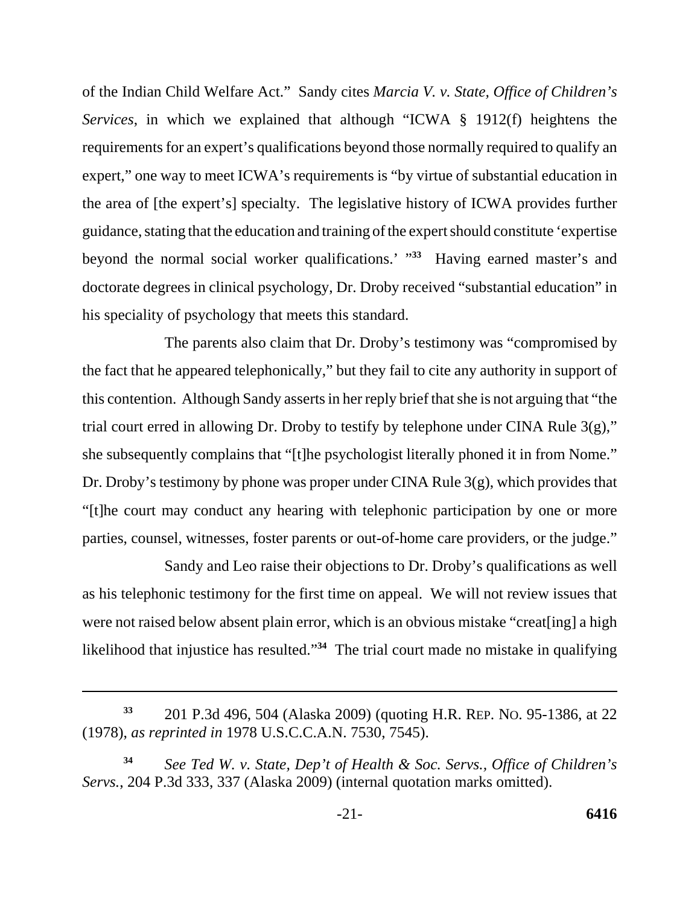of the Indian Child Welfare Act." Sandy cites *Marcia V. v. State, Office of Children's Services*, in which we explained that although "ICWA § 1912(f) heightens the requirements for an expert's qualifications beyond those normally required to qualify an expert," one way to meet ICWA's requirements is "by virtue of substantial education in the area of [the expert's] specialty. The legislative history of ICWA provides further guidance, stating that the education and training of the expert should constitute 'expertise beyond the normal social worker qualifications.' "[33] Having earned master's and doctorate degrees in clinical psychology, Dr. Droby received "substantial education" in his speciality of psychology that meets this standard.

The parents also claim that Dr. Droby's testimony was "compromised by the fact that he appeared telephonically," but they fail to cite any authority in support of this contention. Although Sandy asserts in her reply brief that she is not arguing that "the trial court erred in allowing Dr. Droby to testify by telephone under CINA Rule 3(g)," she subsequently complains that "[t]he psychologist literally phoned it in from Nome." Dr. Droby's testimony by phone was proper under CINA Rule 3(g), which provides that "[t]he court may conduct any hearing with telephonic participation by one or more parties, counsel, witnesses, foster parents or out-of-home care providers, or the judge."

Sandy and Leo raise their objections to Dr. Droby's qualifications as well as his telephonic testimony for the first time on appeal. We will not review issues that were not raised below absent plain error, which is an obvious mistake "creat[ing] a high likelihood that injustice has resulted."[34] The trial court made no mistake in qualifying

---

[33] 201 P.3d 496, 504 (Alaska 2009) (quoting H.R. REP. NO. 95-1386, at 22 (1978), *as reprinted in* 1978 U.S.C.C.A.N. 7530, 7545).

[34] *See Ted W. v. State, Dep't of Health & Soc. Servs., Office of Children's Servs.*, 204 P.3d 333, 337 (Alaska 2009) (internal quotation marks omitted).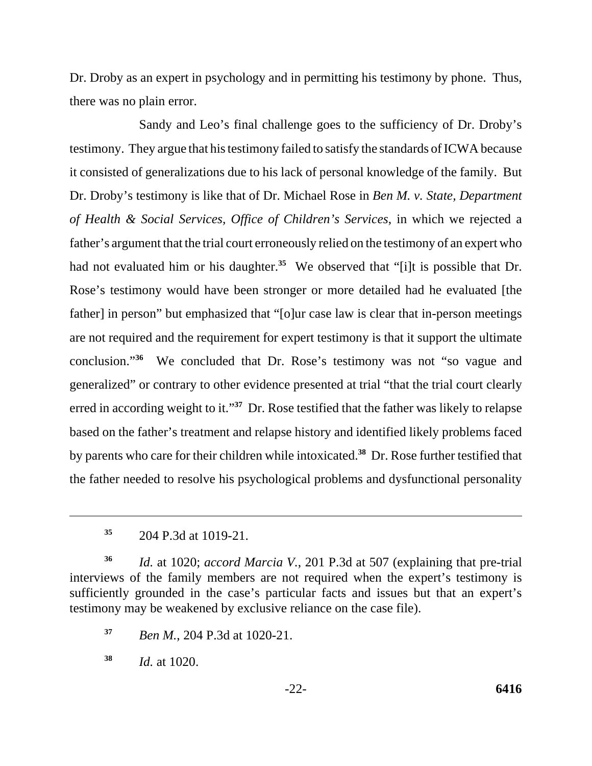Dr. Droby as an expert in psychology and in permitting his testimony by phone. Thus, there was no plain error.

Sandy and Leo's final challenge goes to the sufficiency of Dr. Droby's testimony. They argue that his testimony failed to satisfy the standards of ICWA because it consisted of generalizations due to his lack of personal knowledge of the family. But Dr. Droby's testimony is like that of Dr. Michael Rose in *Ben M. v. State, Department of Health & Social Services, Office of Children's Services*, in which we rejected a father's argument that the trial court erroneously relied on the testimony of an expert who had not evaluated him or his daughter.[35] We observed that "[i]t is possible that Dr. Rose's testimony would have been stronger or more detailed had he evaluated [the father] in person" but emphasized that "[o]ur case law is clear that in-person meetings are not required and the requirement for expert testimony is that it support the ultimate conclusion."[36] We concluded that Dr. Rose's testimony was not "so vague and generalized" or contrary to other evidence presented at trial "that the trial court clearly erred in according weight to it."[37] Dr. Rose testified that the father was likely to relapse based on the father's treatment and relapse history and identified likely problems faced by parents who care for their children while intoxicated.[38] Dr. Rose further testified that the father needed to resolve his psychological problems and dysfunctional personality

---

[35] 204 P.3d at 1019-21.

[36] *Id.* at 1020; *accord Marcia V.*, 201 P.3d at 507 (explaining that pre-trial interviews of the family members are not required when the expert's testimony is sufficiently grounded in the case's particular facts and issues but that an expert's testimony may be weakened by exclusive reliance on the case file).

[37] *Ben M.*, 204 P.3d at 1020-21.

[38] *Id.* at 1020.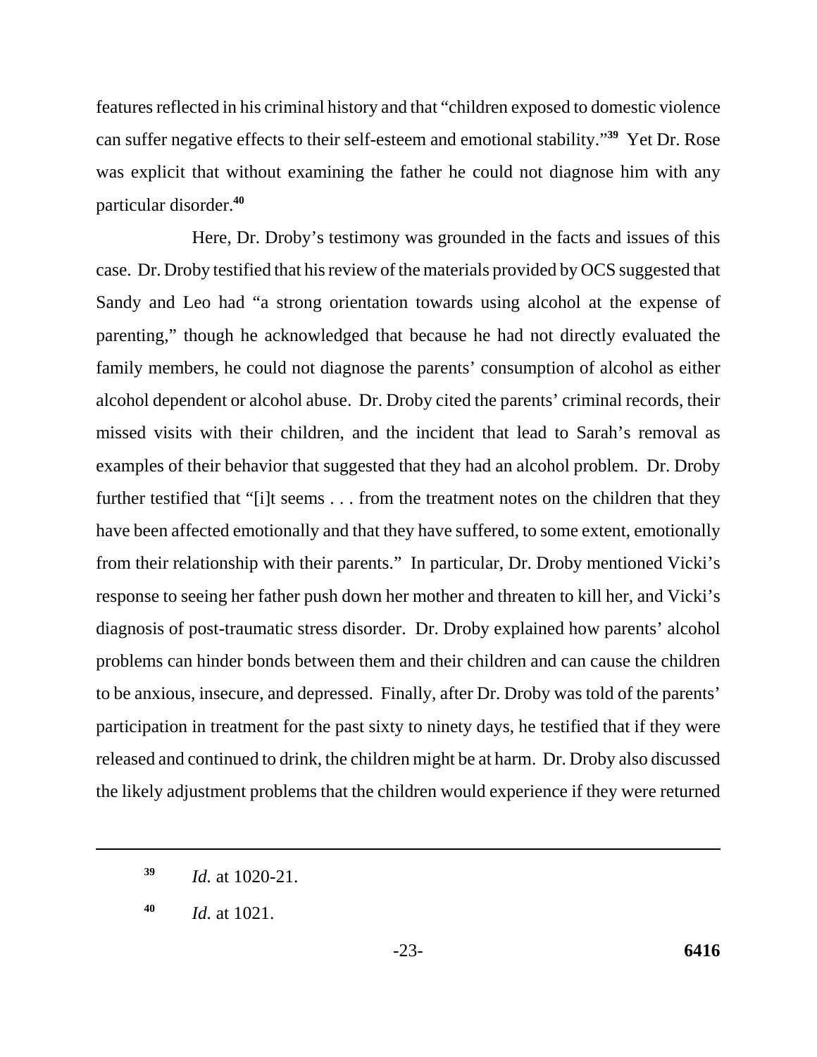features reflected in his criminal history and that "children exposed to domestic violence can suffer negative effects to their self-esteem and emotional stability."[39] Yet Dr. Rose was explicit that without examining the father he could not diagnose him with any particular disorder.[40]

Here, Dr. Droby's testimony was grounded in the facts and issues of this case. Dr. Droby testified that his review of the materials provided by OCS suggested that Sandy and Leo had "a strong orientation towards using alcohol at the expense of parenting," though he acknowledged that because he had not directly evaluated the family members, he could not diagnose the parents' consumption of alcohol as either alcohol dependent or alcohol abuse. Dr. Droby cited the parents' criminal records, their missed visits with their children, and the incident that lead to Sarah's removal as examples of their behavior that suggested that they had an alcohol problem. Dr. Droby further testified that "[i]t seems . . . from the treatment notes on the children that they have been affected emotionally and that they have suffered, to some extent, emotionally from their relationship with their parents." In particular, Dr. Droby mentioned Vicki's response to seeing her father push down her mother and threaten to kill her, and Vicki's diagnosis of post-traumatic stress disorder. Dr. Droby explained how parents' alcohol problems can hinder bonds between them and their children and can cause the children to be anxious, insecure, and depressed. Finally, after Dr. Droby was told of the parents' participation in treatment for the past sixty to ninety days, he testified that if they were released and continued to drink, the children might be at harm. Dr. Droby also discussed the likely adjustment problems that the children would experience if they were returned

---

[39] *Id.* at 1020-21.

[40] *Id.* at 1021.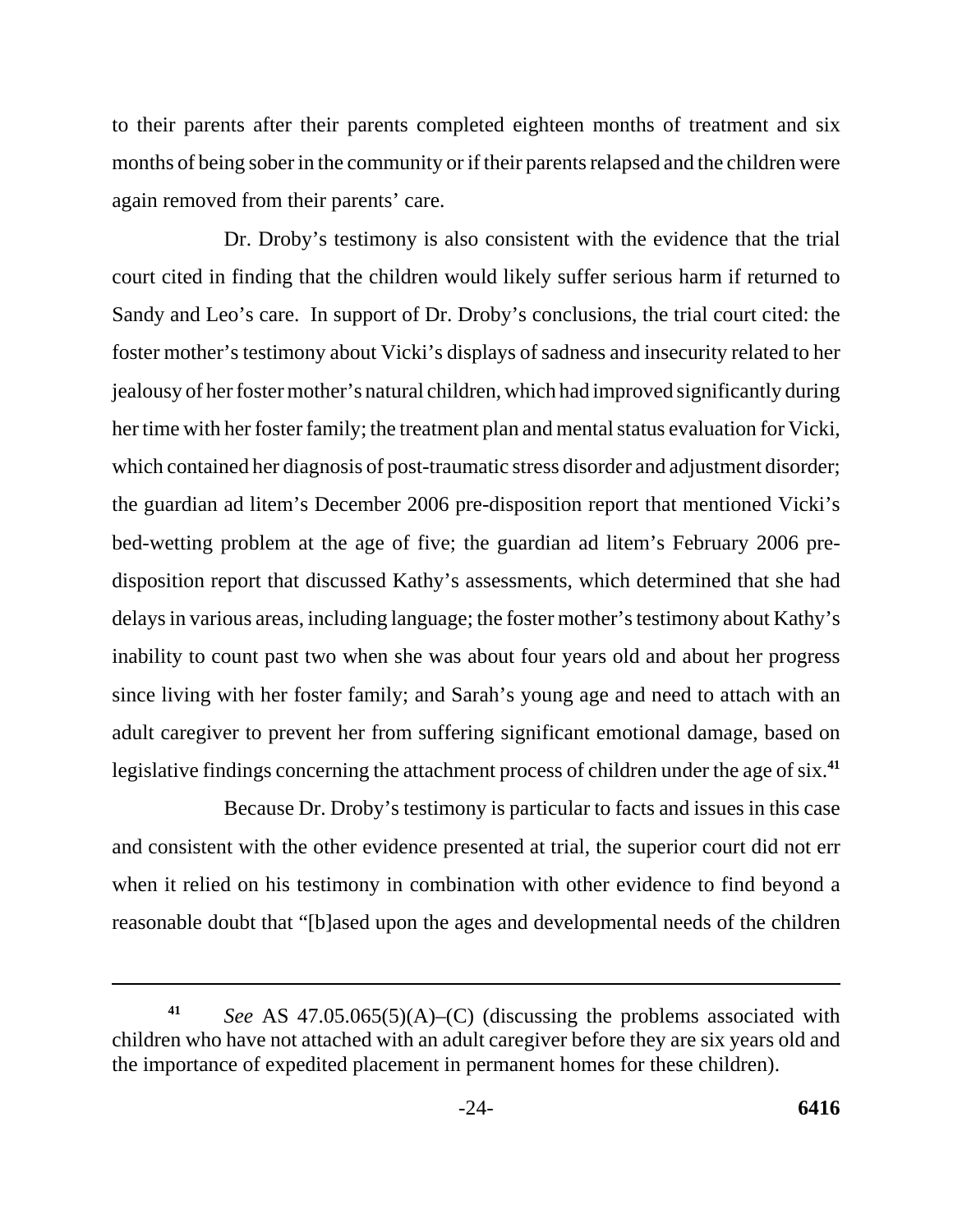to their parents after their parents completed eighteen months of treatment and six months of being sober in the community or if their parents relapsed and the children were again removed from their parents' care.

Dr. Droby's testimony is also consistent with the evidence that the trial court cited in finding that the children would likely suffer serious harm if returned to Sandy and Leo's care. In support of Dr. Droby's conclusions, the trial court cited: the foster mother's testimony about Vicki's displays of sadness and insecurity related to her jealousy of her foster mother's natural children, which had improved significantly during her time with her foster family; the treatment plan and mental status evaluation for Vicki, which contained her diagnosis of post-traumatic stress disorder and adjustment disorder; the guardian ad litem's December 2006 pre-disposition report that mentioned Vicki's bed-wetting problem at the age of five; the guardian ad litem's February 2006 pre-disposition report that discussed Kathy's assessments, which determined that she had delays in various areas, including language; the foster mother's testimony about Kathy's inability to count past two when she was about four years old and about her progress since living with her foster family; and Sarah's young age and need to attach with an adult caregiver to prevent her from suffering significant emotional damage, based on legislative findings concerning the attachment process of children under the age of six.[41]

Because Dr. Droby's testimony is particular to facts and issues in this case and consistent with the other evidence presented at trial, the superior court did not err when it relied on his testimony in combination with other evidence to find beyond a reasonable doubt that "[b]ased upon the ages and developmental needs of the children

---

[41] *See* AS 47.05.065(5)(A)–(C) (discussing the problems associated with children who have not attached with an adult caregiver before they are six years old and the importance of expedited placement in permanent homes for these children).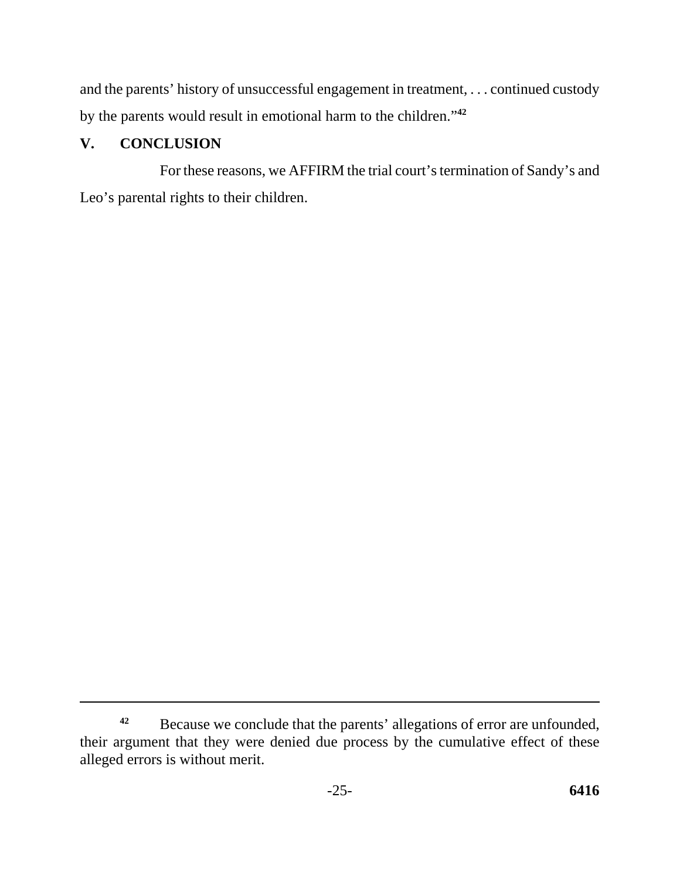and the parents' history of unsuccessful engagement in treatment, . . . continued custody by the parents would result in emotional harm to the children."[42]

## V. CONCLUSION

For these reasons, we AFFIRM the trial court's termination of Sandy's and Leo's parental rights to their children.

---

[42] Because we conclude that the parents' allegations of error are unfounded, their argument that they were denied due process by the cumulative effect of these alleged errors is without merit.